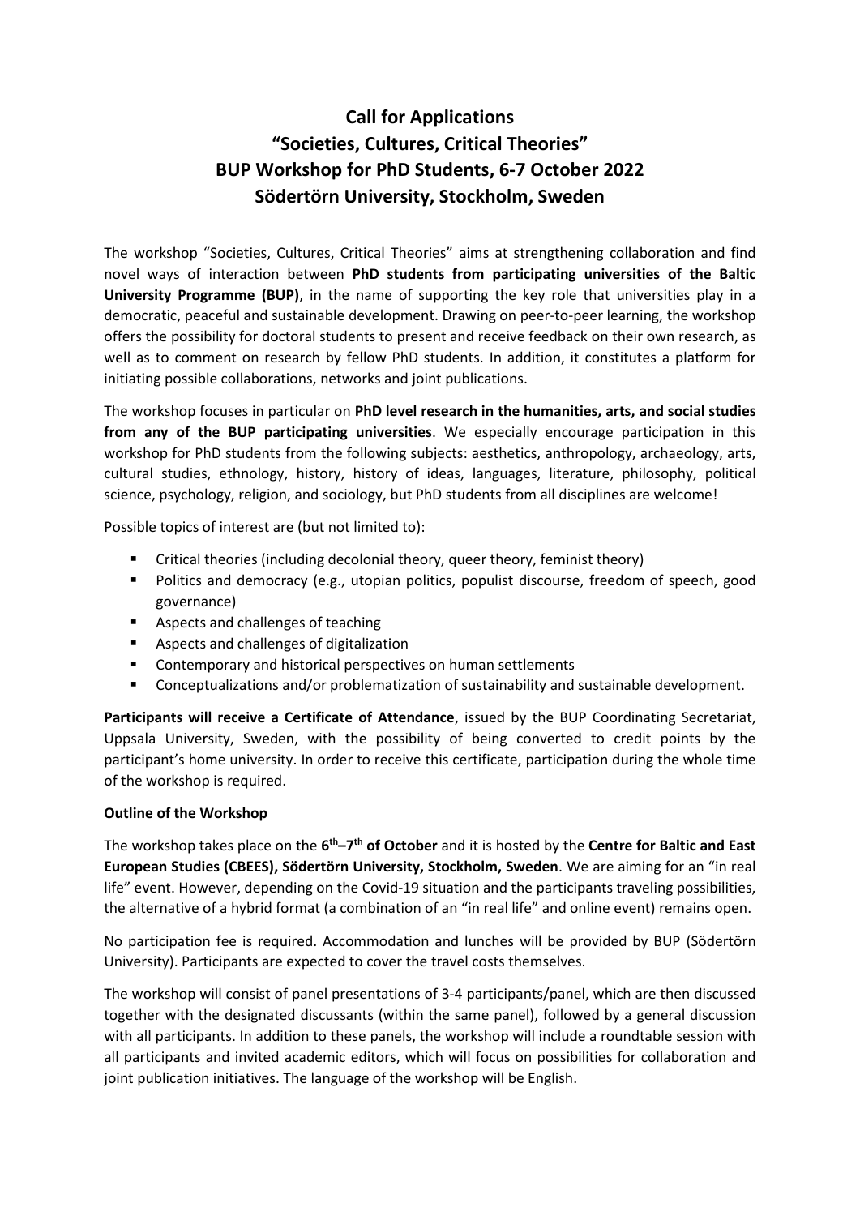# Call for Applications
# "Societies, Cultures, Critical Theories"
# BUP Workshop for PhD Students, 6-7 October 2022
# Södertörn University, Stockholm, Sweden

The workshop "Societies, Cultures, Critical Theories" aims at strengthening collaboration and find novel ways of interaction between **PhD students from participating universities of the Baltic University Programme (BUP)**, in the name of supporting the key role that universities play in a democratic, peaceful and sustainable development. Drawing on peer-to-peer learning, the workshop offers the possibility for doctoral students to present and receive feedback on their own research, as well as to comment on research by fellow PhD students. In addition, it constitutes a platform for initiating possible collaborations, networks and joint publications.

The workshop focuses in particular on **PhD level research in the humanities, arts, and social studies from any of the BUP participating universities**. We especially encourage participation in this workshop for PhD students from the following subjects: aesthetics, anthropology, archaeology, arts, cultural studies, ethnology, history, history of ideas, languages, literature, philosophy, political science, psychology, religion, and sociology, but PhD students from all disciplines are welcome!

Possible topics of interest are (but not limited to):

- Critical theories (including decolonial theory, queer theory, feminist theory)
- Politics and democracy (e.g., utopian politics, populist discourse, freedom of speech, good governance)
- Aspects and challenges of teaching
- Aspects and challenges of digitalization
- Contemporary and historical perspectives on human settlements
- Conceptualizations and/or problematization of sustainability and sustainable development.

**Participants will receive a Certificate of Attendance**, issued by the BUP Coordinating Secretariat, Uppsala University, Sweden, with the possibility of being converted to credit points by the participant's home university. In order to receive this certificate, participation during the whole time of the workshop is required.

**Outline of the Workshop**

The workshop takes place on the **6th–7th of October** and it is hosted by the **Centre for Baltic and East European Studies (CBEES), Södertörn University, Stockholm, Sweden**. We are aiming for an "in real life" event. However, depending on the Covid-19 situation and the participants traveling possibilities, the alternative of a hybrid format (a combination of an "in real life" and online event) remains open.

No participation fee is required. Accommodation and lunches will be provided by BUP (Södertörn University). Participants are expected to cover the travel costs themselves.

The workshop will consist of panel presentations of 3-4 participants/panel, which are then discussed together with the designated discussants (within the same panel), followed by a general discussion with all participants. In addition to these panels, the workshop will include a roundtable session with all participants and invited academic editors, which will focus on possibilities for collaboration and joint publication initiatives. The language of the workshop will be English.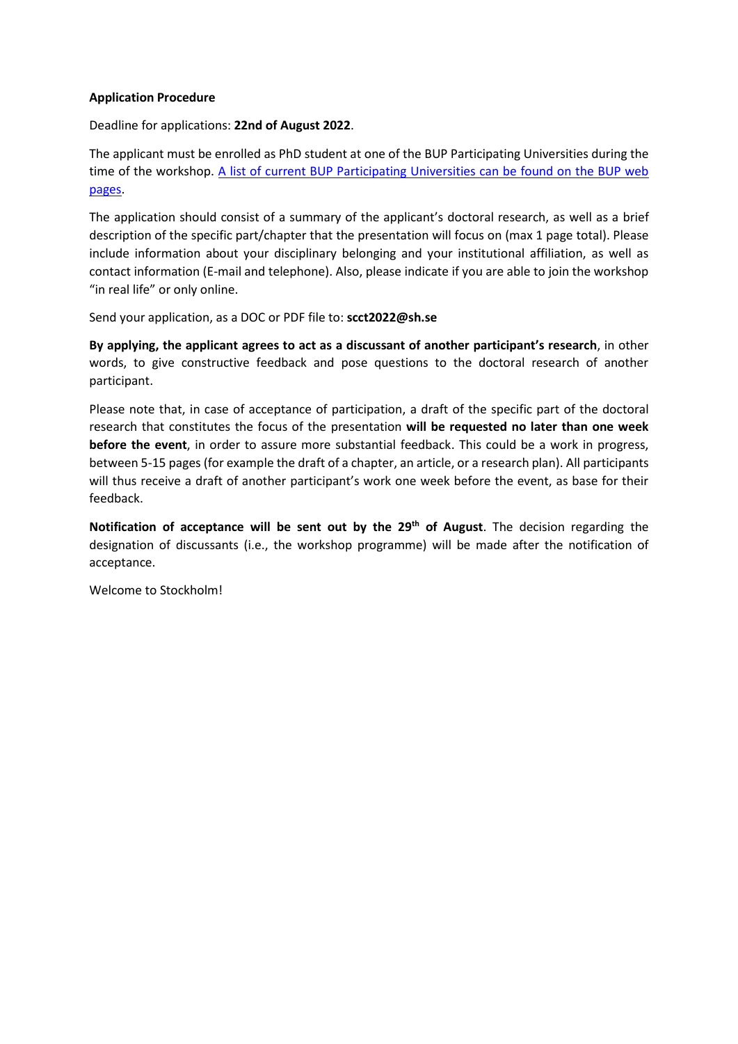**Application Procedure**

Deadline for applications: **22nd of August 2022**.

The applicant must be enrolled as PhD student at one of the BUP Participating Universities during the time of the workshop. A list of current BUP Participating Universities can be found on the BUP web pages.

The application should consist of a summary of the applicant's doctoral research, as well as a brief description of the specific part/chapter that the presentation will focus on (max 1 page total). Please include information about your disciplinary belonging and your institutional affiliation, as well as contact information (E-mail and telephone). Also, please indicate if you are able to join the workshop "in real life" or only online.

Send your application, as a DOC or PDF file to: **scct2022@sh.se**

**By applying, the applicant agrees to act as a discussant of another participant's research**, in other words, to give constructive feedback and pose questions to the doctoral research of another participant.

Please note that, in case of acceptance of participation, a draft of the specific part of the doctoral research that constitutes the focus of the presentation **will be requested no later than one week before the event**, in order to assure more substantial feedback. This could be a work in progress, between 5-15 pages (for example the draft of a chapter, an article, or a research plan). All participants will thus receive a draft of another participant's work one week before the event, as base for their feedback.

**Notification of acceptance will be sent out by the 29th of August**. The decision regarding the designation of discussants (i.e., the workshop programme) will be made after the notification of acceptance.

Welcome to Stockholm!